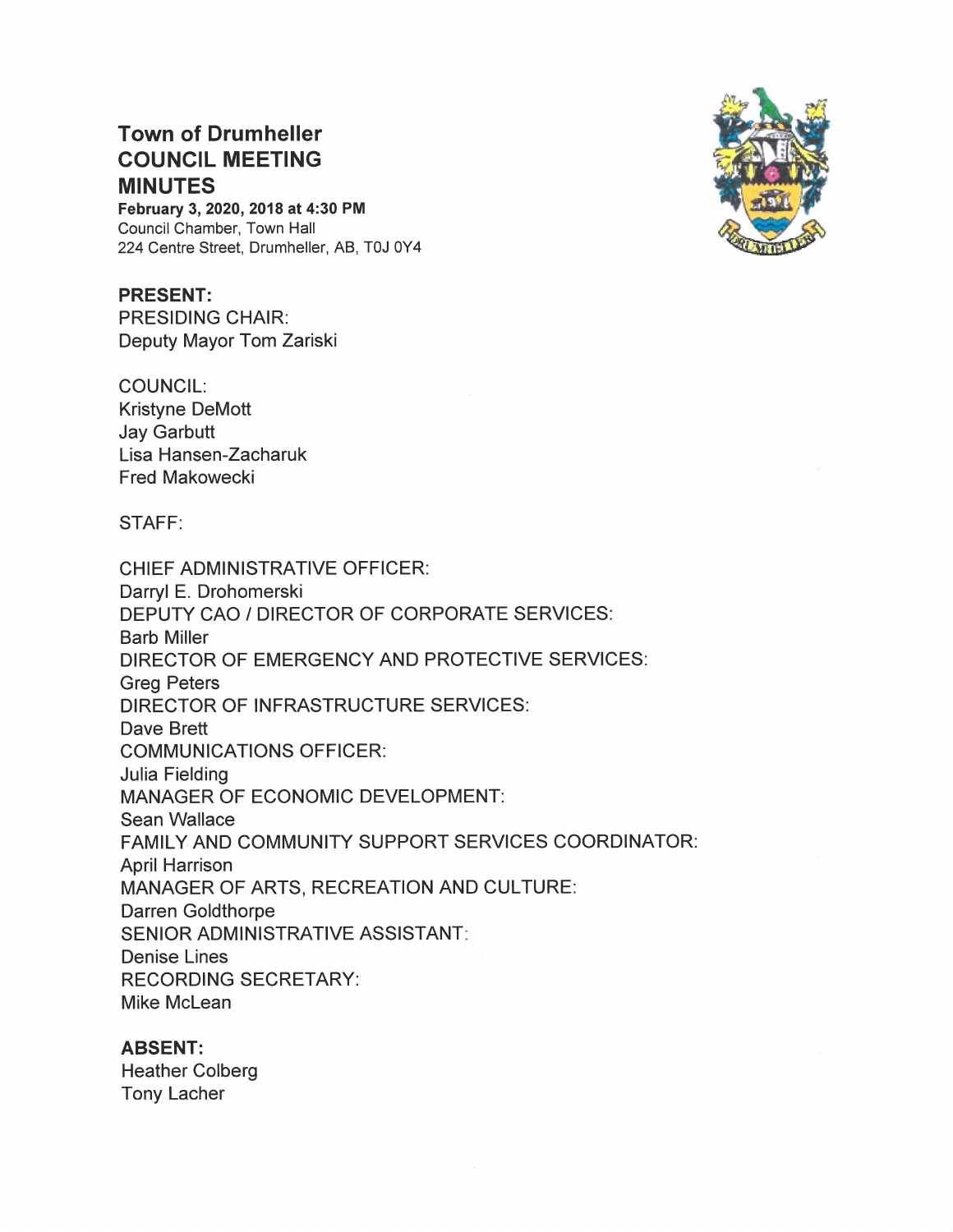# Town of Drumheller COUNCIL MEETING MINUTES

**February 3, 2020, 2018 at 4:30 PM**
Council Chamber, Town Hall
224 Centre Street, Drumheller, AB, T0J 0Y4

**PRESENT:**
PRESIDING CHAIR:
Deputy Mayor Tom Zariski

COUNCIL:
Kristyne DeMott
Jay Garbutt
Lisa Hansen-Zacharuk
Fred Makowecki

STAFF:

CHIEF ADMINISTRATIVE OFFICER:
Darryl E. Drohomerski
DEPUTY CAO / DIRECTOR OF CORPORATE SERVICES:
Barb Miller
DIRECTOR OF EMERGENCY AND PROTECTIVE SERVICES:
Greg Peters
DIRECTOR OF INFRASTRUCTURE SERVICES:
Dave Brett
COMMUNICATIONS OFFICER:
Julia Fielding
MANAGER OF ECONOMIC DEVELOPMENT:
Sean Wallace
FAMILY AND COMMUNITY SUPPORT SERVICES COORDINATOR:
April Harrison
MANAGER OF ARTS, RECREATION AND CULTURE:
Darren Goldthorpe
SENIOR ADMINISTRATIVE ASSISTANT:
Denise Lines
RECORDING SECRETARY:
Mike McLean

**ABSENT:**
Heather Colberg
Tony Lacher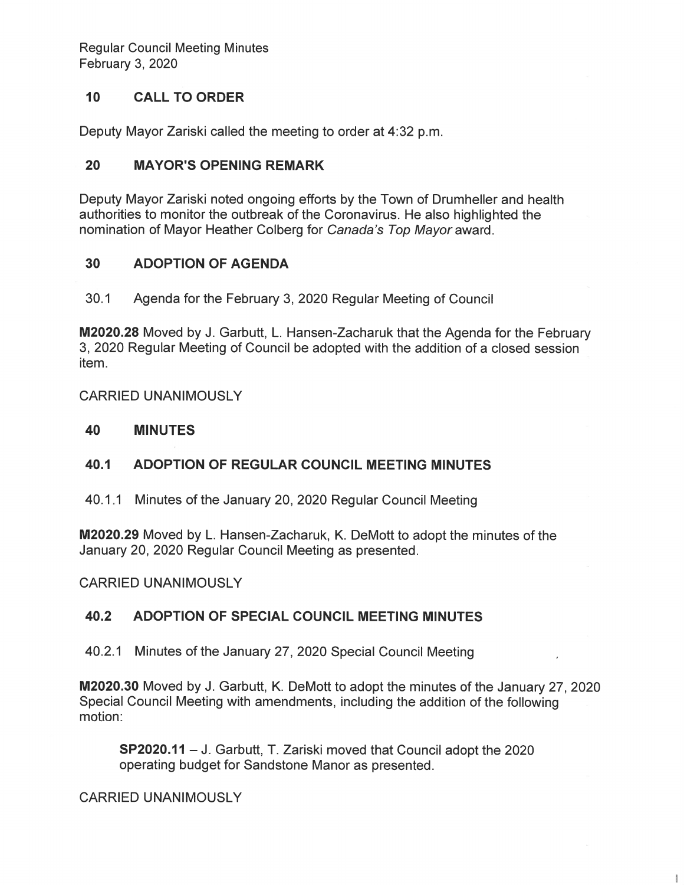Regular Council Meeting Minutes
February 3, 2020

## 10 CALL TO ORDER

Deputy Mayor Zariski called the meeting to order at 4:32 p.m.

## 20 MAYOR'S OPENING REMARK

Deputy Mayor Zariski noted ongoing efforts by the Town of Drumheller and health authorities to monitor the outbreak of the Coronavirus. He also highlighted the nomination of Mayor Heather Colberg for *Canada's Top Mayor* award.

## 30 ADOPTION OF AGENDA

30.1 Agenda for the February 3, 2020 Regular Meeting of Council

**M2020.28** Moved by J. Garbutt, L. Hansen-Zacharuk that the Agenda for the February 3, 2020 Regular Meeting of Council be adopted with the addition of a closed session item.

CARRIED UNANIMOUSLY

## 40 MINUTES

### 40.1 ADOPTION OF REGULAR COUNCIL MEETING MINUTES

40.1.1 Minutes of the January 20, 2020 Regular Council Meeting

**M2020.29** Moved by L. Hansen-Zacharuk, K. DeMott to adopt the minutes of the January 20, 2020 Regular Council Meeting as presented.

CARRIED UNANIMOUSLY

### 40.2 ADOPTION OF SPECIAL COUNCIL MEETING MINUTES

40.2.1 Minutes of the January 27, 2020 Special Council Meeting

**M2020.30** Moved by J. Garbutt, K. DeMott to adopt the minutes of the January 27, 2020 Special Council Meeting with amendments, including the addition of the following motion:

> **SP2020.11** – J. Garbutt, T. Zariski moved that Council adopt the 2020 operating budget for Sandstone Manor as presented.

CARRIED UNANIMOUSLY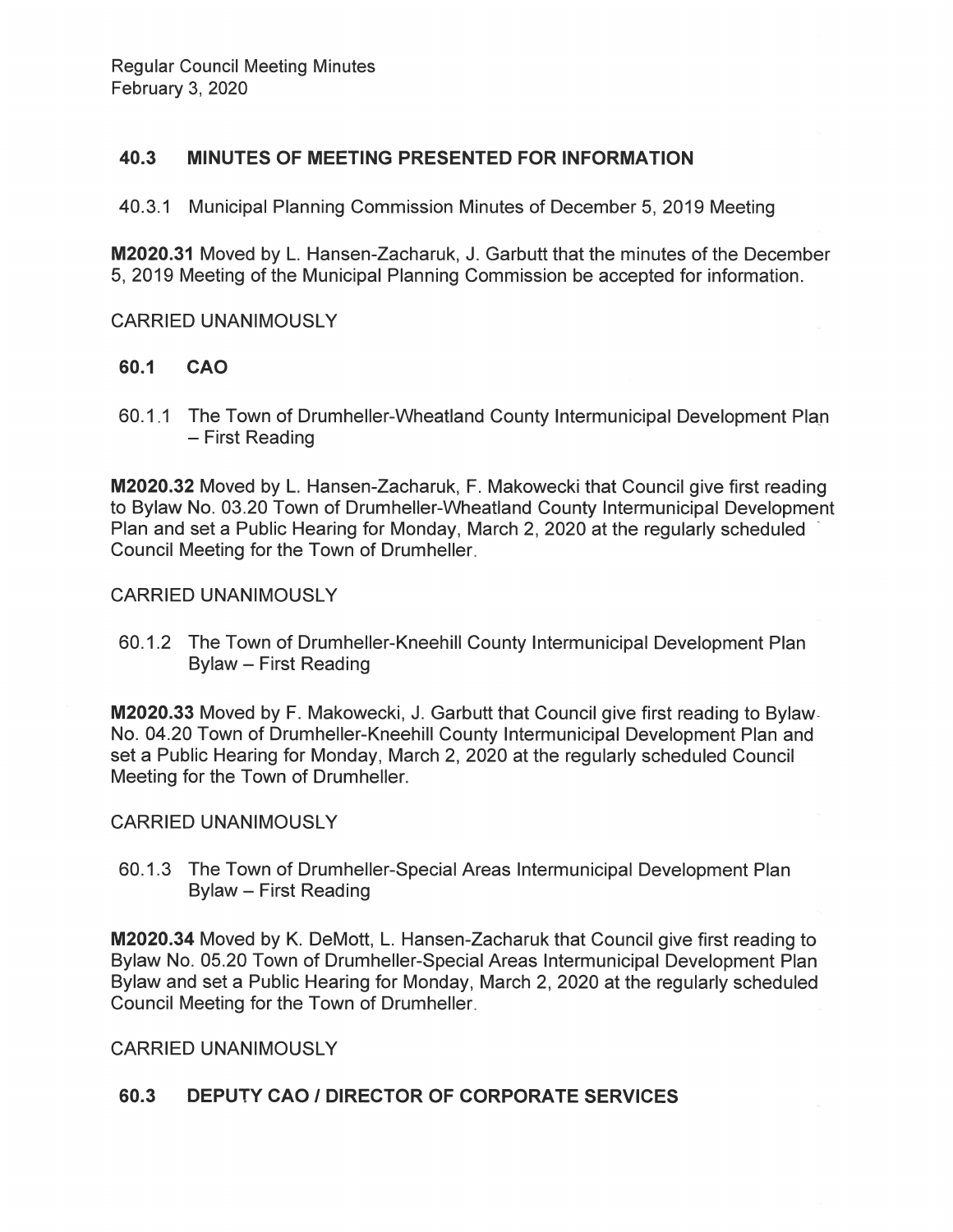## 40.3 MINUTES OF MEETING PRESENTED FOR INFORMATION

40.3.1 Municipal Planning Commission Minutes of December 5, 2019 Meeting

**M2020.31** Moved by L. Hansen-Zacharuk, J. Garbutt that the minutes of the December 5, 2019 Meeting of the Municipal Planning Commission be accepted for information.

CARRIED UNANIMOUSLY

## 60.1 CAO

60.1.1 The Town of Drumheller-Wheatland County Intermunicipal Development Plan – First Reading

**M2020.32** Moved by L. Hansen-Zacharuk, F. Makowecki that Council give first reading to Bylaw No. 03.20 Town of Drumheller-Wheatland County Intermunicipal Development Plan and set a Public Hearing for Monday, March 2, 2020 at the regularly scheduled Council Meeting for the Town of Drumheller.

CARRIED UNANIMOUSLY

60.1.2 The Town of Drumheller-Kneehill County Intermunicipal Development Plan Bylaw – First Reading

**M2020.33** Moved by F. Makowecki, J. Garbutt that Council give first reading to Bylaw No. 04.20 Town of Drumheller-Kneehill County Intermunicipal Development Plan and set a Public Hearing for Monday, March 2, 2020 at the regularly scheduled Council Meeting for the Town of Drumheller.

CARRIED UNANIMOUSLY

60.1.3 The Town of Drumheller-Special Areas Intermunicipal Development Plan Bylaw – First Reading

**M2020.34** Moved by K. DeMott, L. Hansen-Zacharuk that Council give first reading to Bylaw No. 05.20 Town of Drumheller-Special Areas Intermunicipal Development Plan Bylaw and set a Public Hearing for Monday, March 2, 2020 at the regularly scheduled Council Meeting for the Town of Drumheller.

CARRIED UNANIMOUSLY

## 60.3 DEPUTY CAO / DIRECTOR OF CORPORATE SERVICES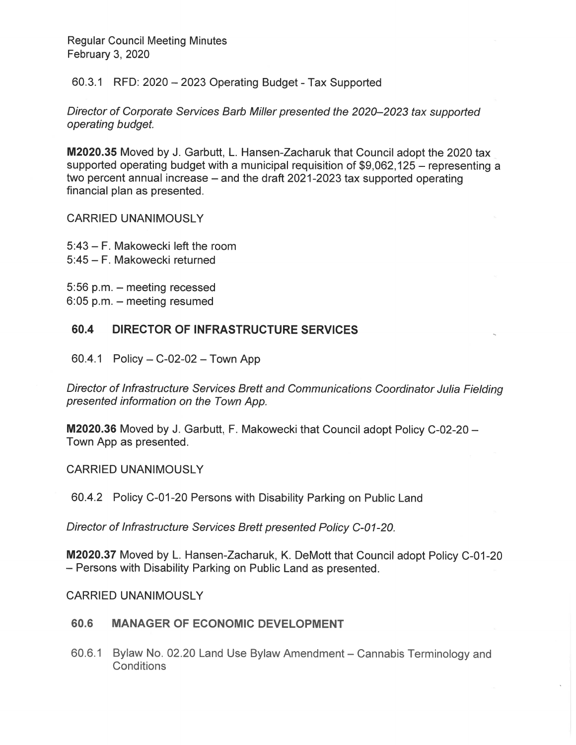60.3.1 RFD: 2020 – 2023 Operating Budget - Tax Supported

*Director of Corporate Services Barb Miller presented the 2020–2023 tax supported operating budget.*

**M2020.35** Moved by J. Garbutt, L. Hansen-Zacharuk that Council adopt the 2020 tax supported operating budget with a municipal requisition of $9,062,125 – representing a two percent annual increase – and the draft 2021-2023 tax supported operating financial plan as presented.

CARRIED UNANIMOUSLY

5:43 – F. Makowecki left the room
5:45 – F. Makowecki returned

5:56 p.m. – meeting recessed
6:05 p.m. – meeting resumed

## 60.4 DIRECTOR OF INFRASTRUCTURE SERVICES

60.4.1 Policy – C-02-02 – Town App

*Director of Infrastructure Services Brett and Communications Coordinator Julia Fielding presented information on the Town App.*

**M2020.36** Moved by J. Garbutt, F. Makowecki that Council adopt Policy C-02-20 – Town App as presented.

CARRIED UNANIMOUSLY

60.4.2 Policy C-01-20 Persons with Disability Parking on Public Land

*Director of Infrastructure Services Brett presented Policy C-01-20.*

**M2020.37** Moved by L. Hansen-Zacharuk, K. DeMott that Council adopt Policy C-01-20 – Persons with Disability Parking on Public Land as presented.

CARRIED UNANIMOUSLY

## 60.6 MANAGER OF ECONOMIC DEVELOPMENT

60.6.1 Bylaw No. 02.20 Land Use Bylaw Amendment – Cannabis Terminology and Conditions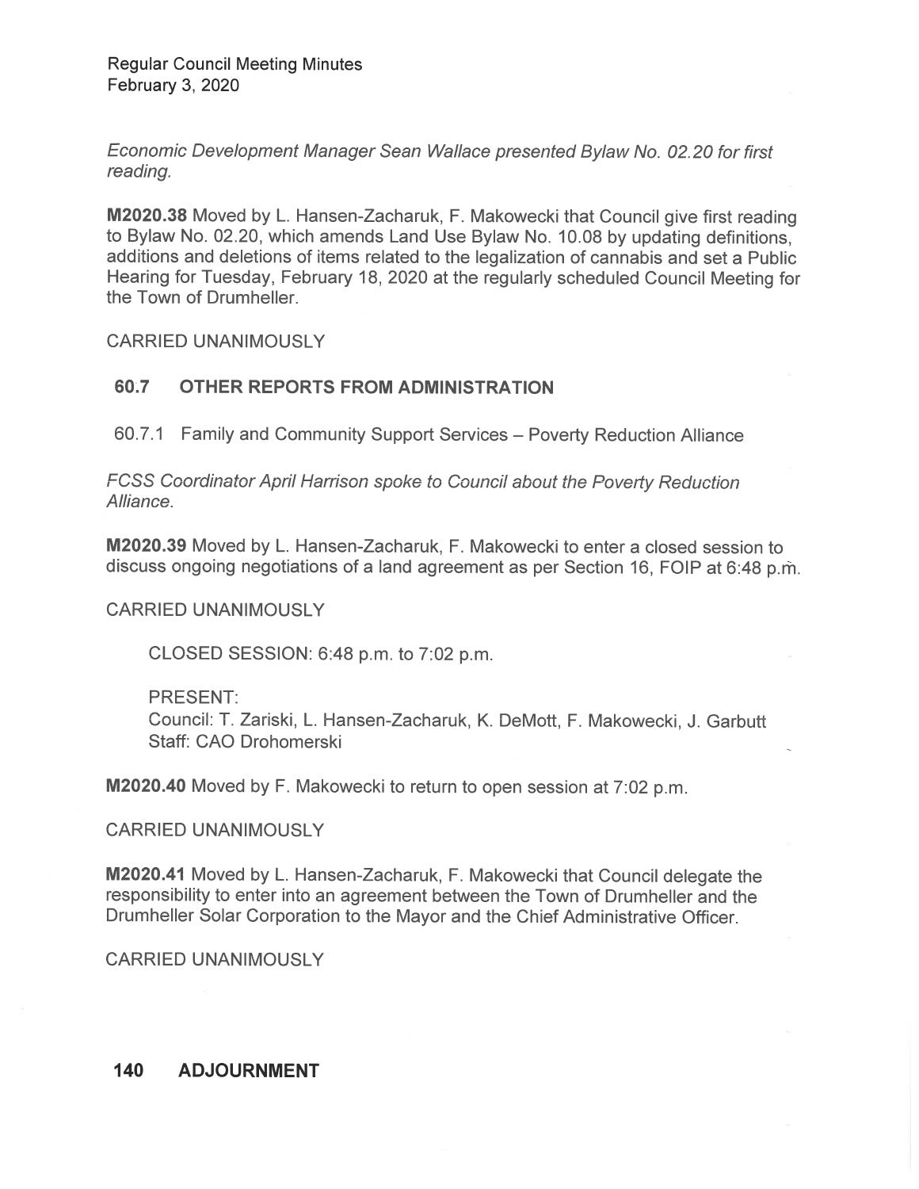*Economic Development Manager Sean Wallace presented Bylaw No. 02.20 for first reading.*

**M2020.38** Moved by L. Hansen-Zacharuk, F. Makowecki that Council give first reading to Bylaw No. 02.20, which amends Land Use Bylaw No. 10.08 by updating definitions, additions and deletions of items related to the legalization of cannabis and set a Public Hearing for Tuesday, February 18, 2020 at the regularly scheduled Council Meeting for the Town of Drumheller.

CARRIED UNANIMOUSLY

## 60.7 OTHER REPORTS FROM ADMINISTRATION

60.7.1 Family and Community Support Services – Poverty Reduction Alliance

*FCSS Coordinator April Harrison spoke to Council about the Poverty Reduction Alliance.*

**M2020.39** Moved by L. Hansen-Zacharuk, F. Makowecki to enter a closed session to discuss ongoing negotiations of a land agreement as per Section 16, FOIP at 6:48 p.m.

CARRIED UNANIMOUSLY

CLOSED SESSION: 6:48 p.m. to 7:02 p.m.

PRESENT:
Council: T. Zariski, L. Hansen-Zacharuk, K. DeMott, F. Makowecki, J. Garbutt
Staff: CAO Drohomerski

**M2020.40** Moved by F. Makowecki to return to open session at 7:02 p.m.

CARRIED UNANIMOUSLY

**M2020.41** Moved by L. Hansen-Zacharuk, F. Makowecki that Council delegate the responsibility to enter into an agreement between the Town of Drumheller and the Drumheller Solar Corporation to the Mayor and the Chief Administrative Officer.

CARRIED UNANIMOUSLY

## 140 ADJOURNMENT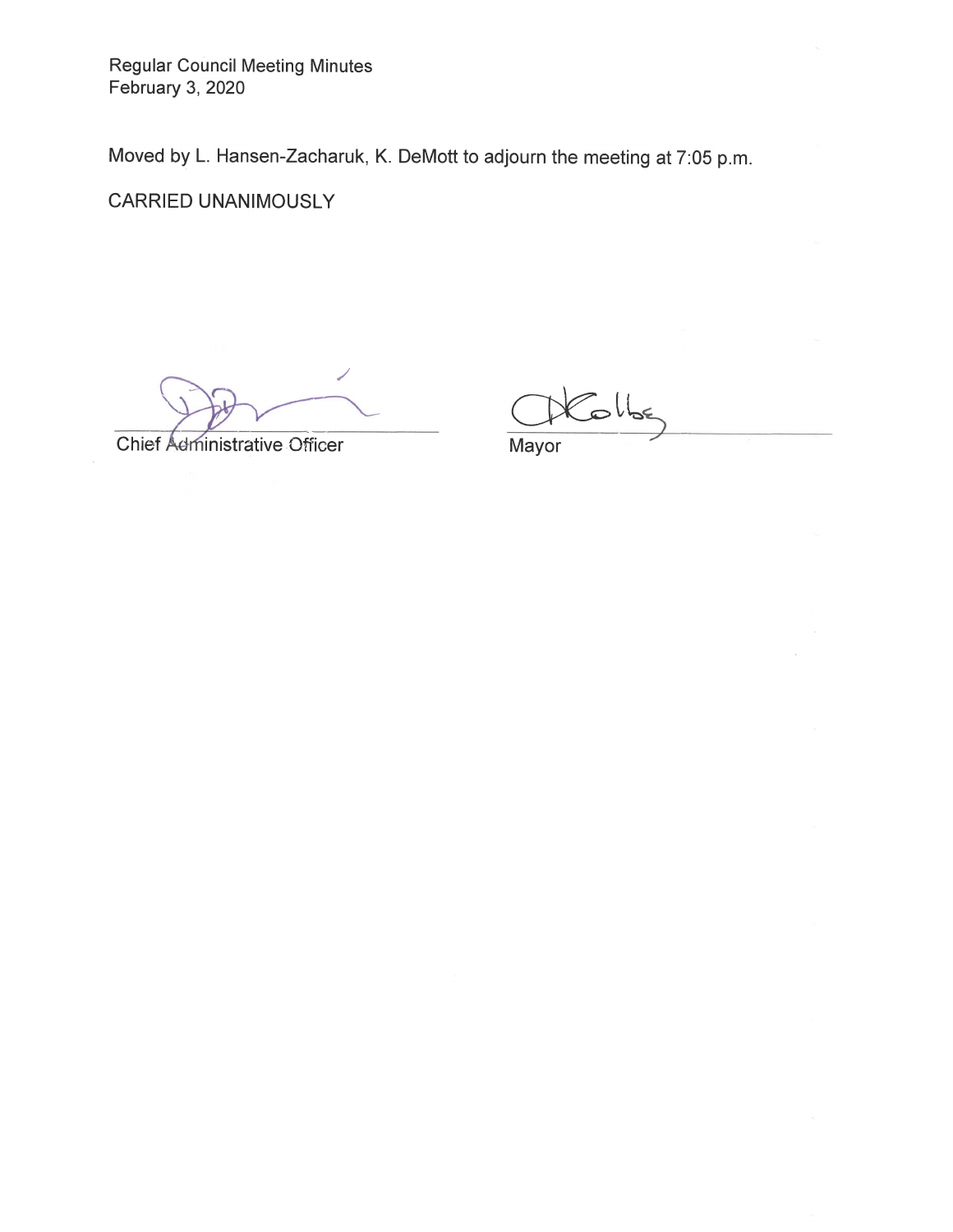Moved by L. Hansen-Zacharuk, K. DeMott to adjourn the meeting at 7:05 p.m.

CARRIED UNANIMOUSLY

Chief Administrative Officer

Mayor